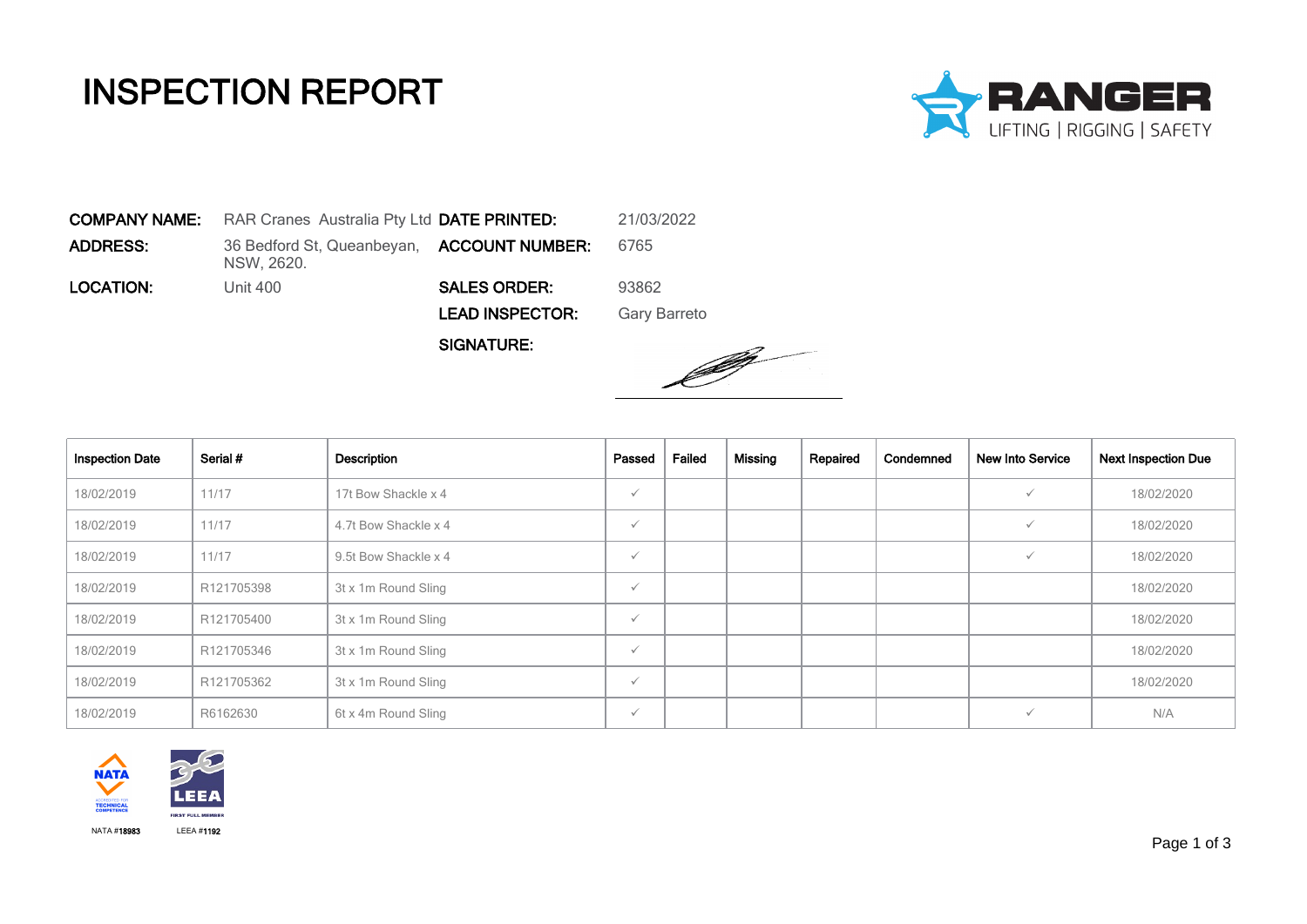# INSPECTION REPORT

RANGER
LIFTING | RIGGING | SAFETY

**COMPANY NAME:** RAR Cranes Australia Pty Ltd
**ADDRESS:** 36 Bedford St, Queanbeyan, NSW, 2620.
**LOCATION:** Unit 400

**DATE PRINTED:** 21/03/2022
**ACCOUNT NUMBER:** 6765
**SALES ORDER:** 93862
**LEAD INSPECTOR:** Gary Barreto
**SIGNATURE:**

| Inspection Date | Serial # | Description | Passed | Failed | Missing | Repaired | Condemned | New Into Service | Next Inspection Due |
|---|---|---|---|---|---|---|---|---|---|
| 18/02/2019 | 11/17 | 17t Bow Shackle x 4 | ✓ | | | | | ✓ | 18/02/2020 |
| 18/02/2019 | 11/17 | 4.7t Bow Shackle x 4 | ✓ | | | | | ✓ | 18/02/2020 |
| 18/02/2019 | 11/17 | 9.5t Bow Shackle x 4 | ✓ | | | | | ✓ | 18/02/2020 |
| 18/02/2019 | R121705398 | 3t x 1m Round Sling | ✓ | | | | | | 18/02/2020 |
| 18/02/2019 | R121705400 | 3t x 1m Round Sling | ✓ | | | | | | 18/02/2020 |
| 18/02/2019 | R121705346 | 3t x 1m Round Sling | ✓ | | | | | | 18/02/2020 |
| 18/02/2019 | R121705362 | 3t x 1m Round Sling | ✓ | | | | | | 18/02/2020 |
| 18/02/2019 | R6162630 | 6t x 4m Round Sling | ✓ | | | | | ✓ | N/A |

NATA #18983 LEEA #1192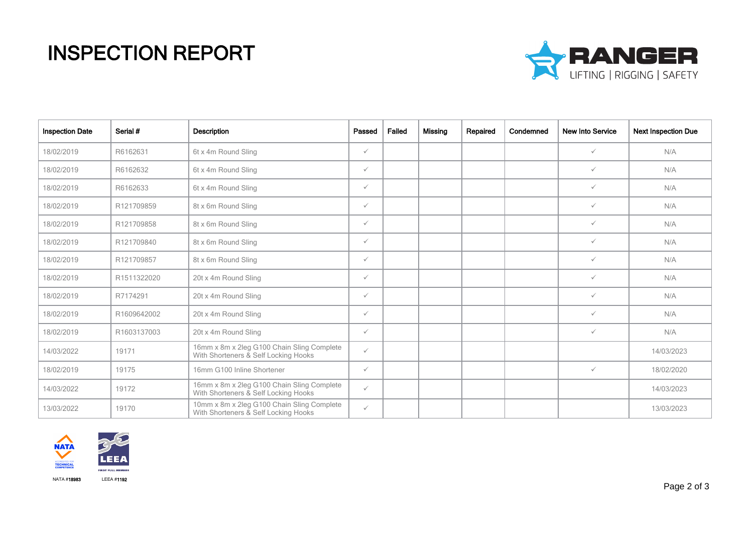# INSPECTION REPORT

RANGER
LIFTING | RIGGING | SAFETY

| Inspection Date | Serial # | Description | Passed | Failed | Missing | Repaired | Condemned | New Into Service | Next Inspection Due |
|---|---|---|---|---|---|---|---|---|---|
| 18/02/2019 | R6162631 | 6t x 4m Round Sling | ✓ | | | | | ✓ | N/A |
| 18/02/2019 | R6162632 | 6t x 4m Round Sling | ✓ | | | | | ✓ | N/A |
| 18/02/2019 | R6162633 | 6t x 4m Round Sling | ✓ | | | | | ✓ | N/A |
| 18/02/2019 | R121709859 | 8t x 6m Round Sling | ✓ | | | | | ✓ | N/A |
| 18/02/2019 | R121709858 | 8t x 6m Round Sling | ✓ | | | | | ✓ | N/A |
| 18/02/2019 | R121709840 | 8t x 6m Round Sling | ✓ | | | | | ✓ | N/A |
| 18/02/2019 | R121709857 | 8t x 6m Round Sling | ✓ | | | | | ✓ | N/A |
| 18/02/2019 | R1511322020 | 20t x 4m Round Sling | ✓ | | | | | ✓ | N/A |
| 18/02/2019 | R7174291 | 20t x 4m Round Sling | ✓ | | | | | ✓ | N/A |
| 18/02/2019 | R1609642002 | 20t x 4m Round Sling | ✓ | | | | | ✓ | N/A |
| 18/02/2019 | R1603137003 | 20t x 4m Round Sling | ✓ | | | | | ✓ | N/A |
| 14/03/2022 | 19171 | 16mm x 8m x 2leg G100 Chain Sling Complete With Shorteners & Self Locking Hooks | ✓ | | | | | | 14/03/2023 |
| 18/02/2019 | 19175 | 16mm G100 Inline Shortener | ✓ | | | | | ✓ | 18/02/2020 |
| 14/03/2022 | 19172 | 16mm x 8m x 2leg G100 Chain Sling Complete With Shorteners & Self Locking Hooks | ✓ | | | | | | 14/03/2023 |
| 13/03/2022 | 19170 | 10mm x 8m x 2leg G100 Chain Sling Complete With Shorteners & Self Locking Hooks | ✓ | | | | | | 13/03/2023 |

NATA ACCREDITED FOR TECHNICAL COMPETENCE

LEEA FIRST FULL MEMBER

NATA #18983 LEEA #1192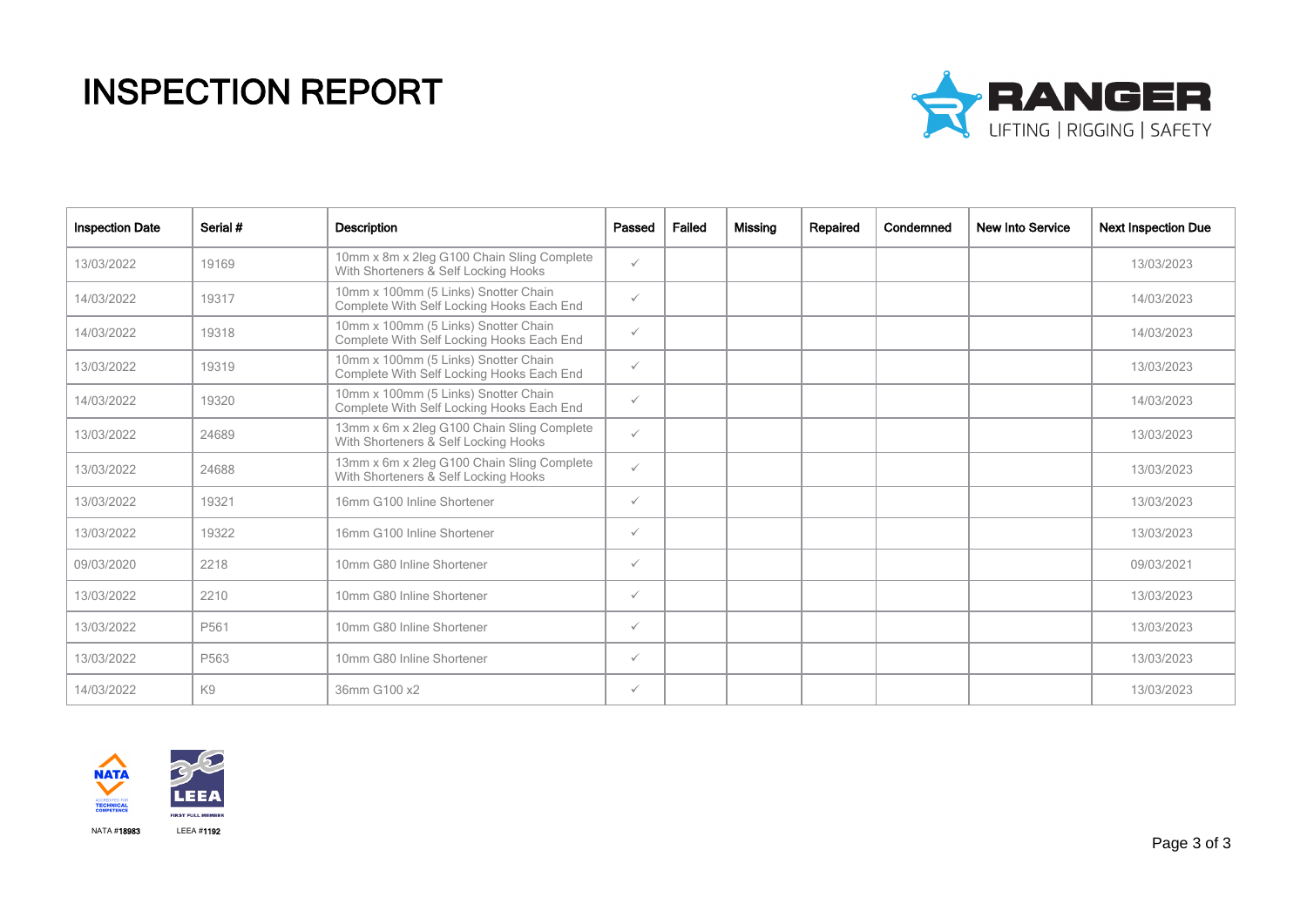# INSPECTION REPORT

RANGER
LIFTING | RIGGING | SAFETY

| Inspection Date | Serial # | Description | Passed | Failed | Missing | Repaired | Condemned | New Into Service | Next Inspection Due |
|---|---|---|---|---|---|---|---|---|---|
| 13/03/2022 | 19169 | 10mm x 8m x 2leg G100 Chain Sling Complete With Shorteners & Self Locking Hooks | ✓ | | | | | | 13/03/2023 |
| 14/03/2022 | 19317 | 10mm x 100mm (5 Links) Snotter Chain Complete With Self Locking Hooks Each End | ✓ | | | | | | 14/03/2023 |
| 14/03/2022 | 19318 | 10mm x 100mm (5 Links) Snotter Chain Complete With Self Locking Hooks Each End | ✓ | | | | | | 14/03/2023 |
| 13/03/2022 | 19319 | 10mm x 100mm (5 Links) Snotter Chain Complete With Self Locking Hooks Each End | ✓ | | | | | | 13/03/2023 |
| 14/03/2022 | 19320 | 10mm x 100mm (5 Links) Snotter Chain Complete With Self Locking Hooks Each End | ✓ | | | | | | 14/03/2023 |
| 13/03/2022 | 24689 | 13mm x 6m x 2leg G100 Chain Sling Complete With Shorteners & Self Locking Hooks | ✓ | | | | | | 13/03/2023 |
| 13/03/2022 | 24688 | 13mm x 6m x 2leg G100 Chain Sling Complete With Shorteners & Self Locking Hooks | ✓ | | | | | | 13/03/2023 |
| 13/03/2022 | 19321 | 16mm G100 Inline Shortener | ✓ | | | | | | 13/03/2023 |
| 13/03/2022 | 19322 | 16mm G100 Inline Shortener | ✓ | | | | | | 13/03/2023 |
| 09/03/2020 | 2218 | 10mm G80 Inline Shortener | ✓ | | | | | | 09/03/2021 |
| 13/03/2022 | 2210 | 10mm G80 Inline Shortener | ✓ | | | | | | 13/03/2023 |
| 13/03/2022 | P561 | 10mm G80 Inline Shortener | ✓ | | | | | | 13/03/2023 |
| 13/03/2022 | P563 | 10mm G80 Inline Shortener | ✓ | | | | | | 13/03/2023 |
| 14/03/2022 | K9 | 36mm G100 x2 | ✓ | | | | | | 13/03/2023 |

NATA ACCREDITED FOR TECHNICAL COMPETENCE

LEEA FIRST FULL MEMBER

NATA #18983  LEEA #1192